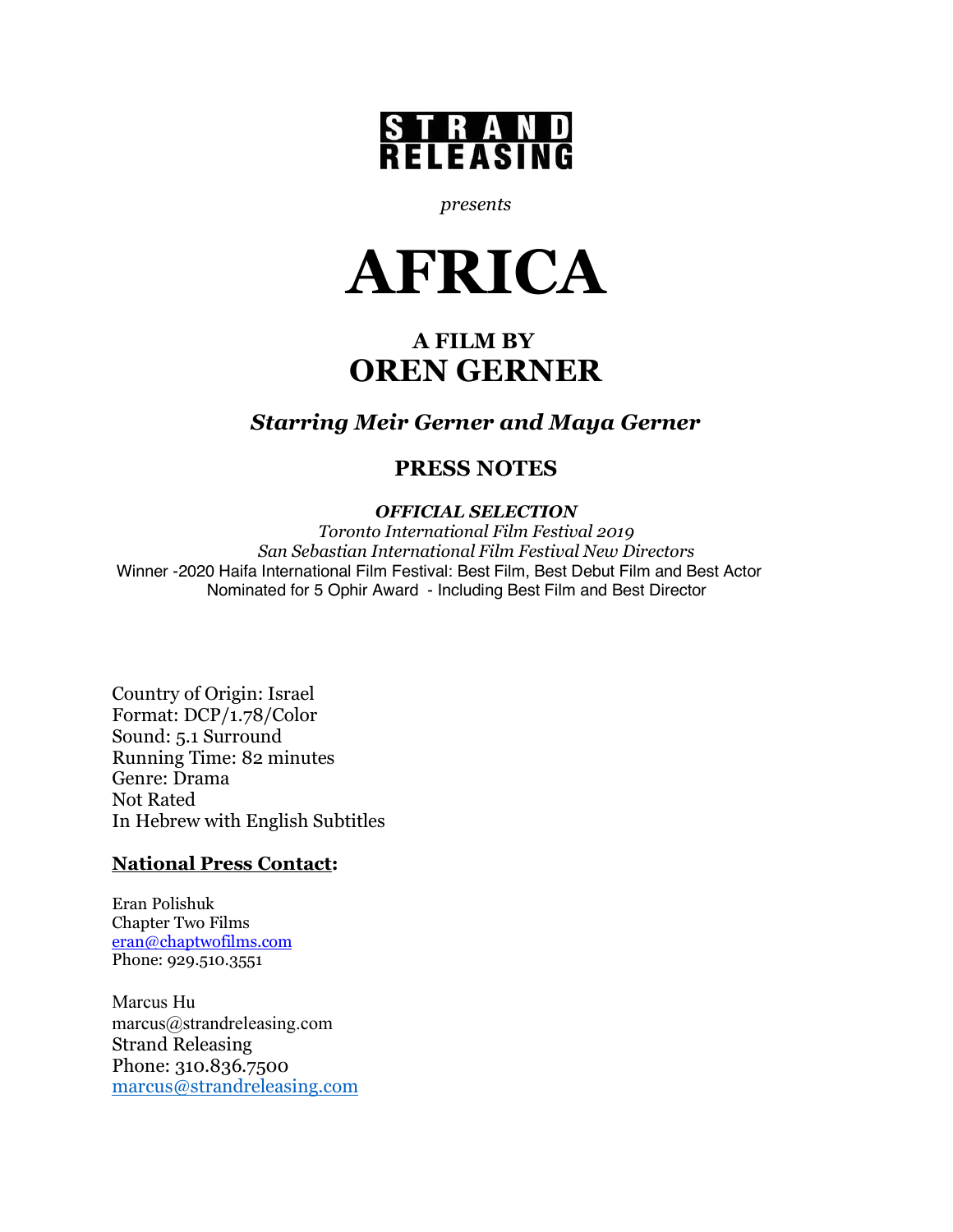**STRAND RELEASING**

*presents*

# AFRICA

## A FILM BY
## OREN GERNER

***Starring Meir Gerner and Maya Gerner***

## PRESS NOTES

***OFFICIAL SELECTION***
*Toronto International Film Festival 2019*
*San Sebastian International Film Festival New Directors*
Winner -2020 Haifa International Film Festival: Best Film, Best Debut Film and Best Actor
Nominated for 5 Ophir Award - Including Best Film and Best Director

Country of Origin: Israel
Format: DCP/1.78/Color
Sound: 5.1 Surround
Running Time: 82 minutes
Genre: Drama
Not Rated
In Hebrew with English Subtitles

**National Press Contact:**

Eran Polishuk
Chapter Two Films
eran@chaptwofilms.com
Phone: 929.510.3551

Marcus Hu
marcus@strandreleasing.com
Strand Releasing
Phone: 310.836.7500
marcus@strandreleasing.com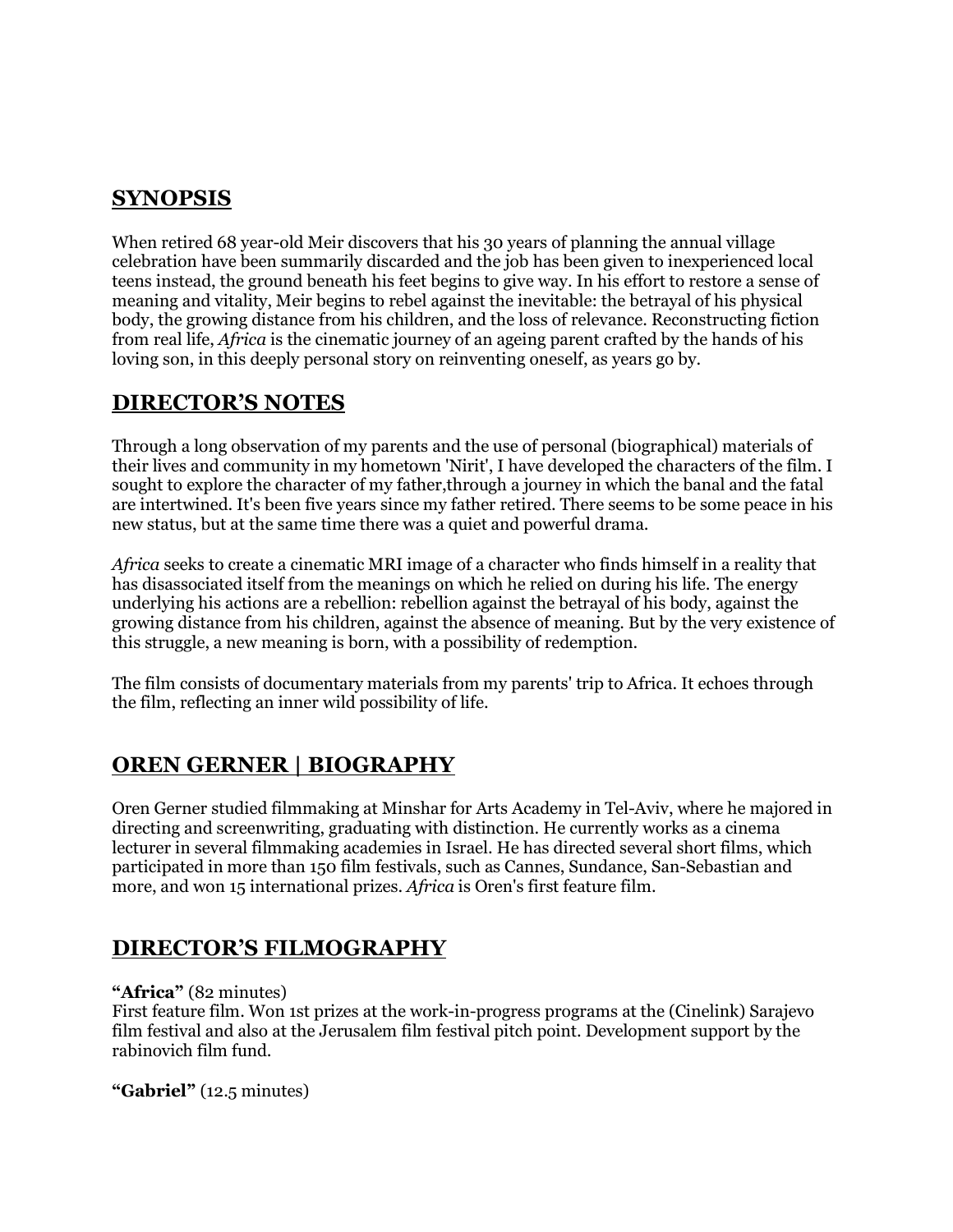## SYNOPSIS

When retired 68 year-old Meir discovers that his 30 years of planning the annual village celebration have been summarily discarded and the job has been given to inexperienced local teens instead, the ground beneath his feet begins to give way. In his effort to restore a sense of meaning and vitality, Meir begins to rebel against the inevitable: the betrayal of his physical body, the growing distance from his children, and the loss of relevance. Reconstructing fiction from real life, *Africa* is the cinematic journey of an ageing parent crafted by the hands of his loving son, in this deeply personal story on reinventing oneself, as years go by.

## DIRECTOR'S NOTES

Through a long observation of my parents and the use of personal (biographical) materials of their lives and community in my hometown 'Nirit', I have developed the characters of the film. I sought to explore the character of my father,through a journey in which the banal and the fatal are intertwined. It's been five years since my father retired. There seems to be some peace in his new status, but at the same time there was a quiet and powerful drama.

*Africa* seeks to create a cinematic MRI image of a character who finds himself in a reality that has disassociated itself from the meanings on which he relied on during his life. The energy underlying his actions are a rebellion: rebellion against the betrayal of his body, against the growing distance from his children, against the absence of meaning. But by the very existence of this struggle, a new meaning is born, with a possibility of redemption.

The film consists of documentary materials from my parents' trip to Africa. It echoes through the film, reflecting an inner wild possibility of life.

## OREN GERNER | BIOGRAPHY

Oren Gerner studied filmmaking at Minshar for Arts Academy in Tel-Aviv, where he majored in directing and screenwriting, graduating with distinction. He currently works as a cinema lecturer in several filmmaking academies in Israel. He has directed several short films, which participated in more than 150 film festivals, such as Cannes, Sundance, San-Sebastian and more, and won 15 international prizes. *Africa* is Oren's first feature film.

## DIRECTOR'S FILMOGRAPHY

**"Africa"** (82 minutes)
First feature film. Won 1st prizes at the work-in-progress programs at the (Cinelink) Sarajevo film festival and also at the Jerusalem film festival pitch point. Development support by the rabinovich film fund.

**"Gabriel"** (12.5 minutes)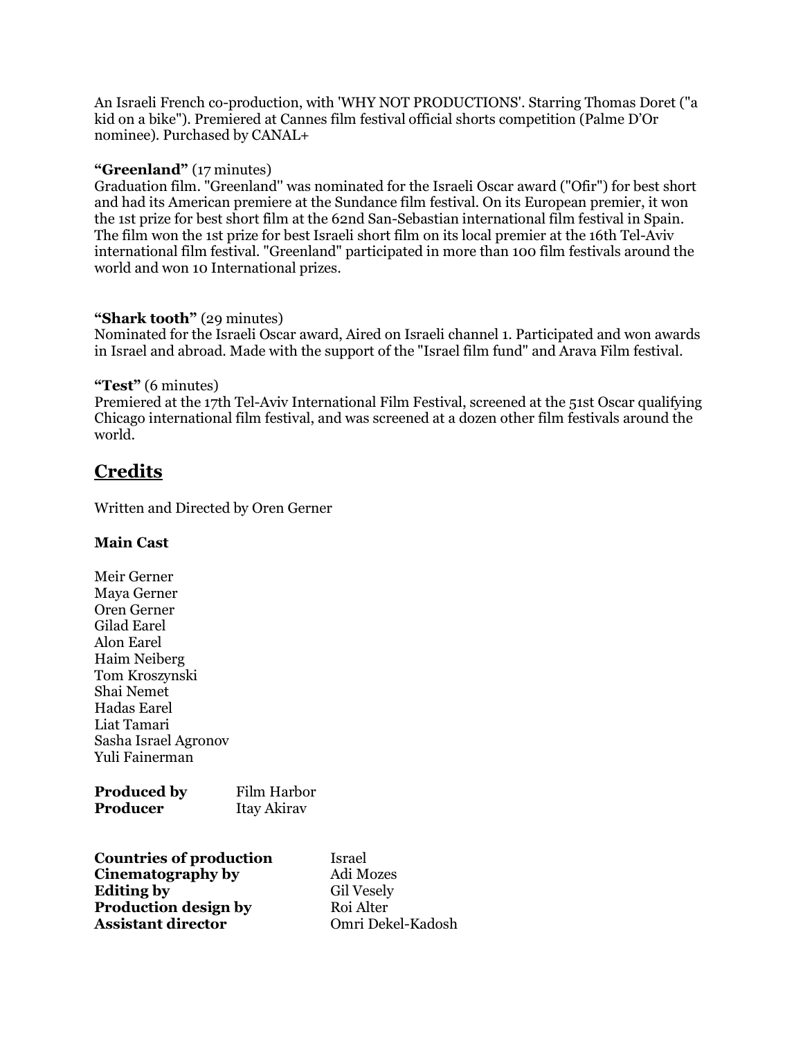An Israeli French co-production, with 'WHY NOT PRODUCTIONS'. Starring Thomas Doret ("a kid on a bike"). Premiered at Cannes film festival official shorts competition (Palme D'Or nominee). Purchased by CANAL+

**"Greenland"** (17 minutes)
Graduation film. "Greenland" was nominated for the Israeli Oscar award ("Ofir") for best short and had its American premiere at the Sundance film festival. On its European premier, it won the 1st prize for best short film at the 62nd San-Sebastian international film festival in Spain. The film won the 1st prize for best Israeli short film on its local premier at the 16th Tel-Aviv international film festival. "Greenland" participated in more than 100 film festivals around the world and won 10 International prizes.

**"Shark tooth"** (29 minutes)
Nominated for the Israeli Oscar award, Aired on Israeli channel 1. Participated and won awards in Israel and abroad. Made with the support of the "Israel film fund" and Arava Film festival.

**"Test"** (6 minutes)
Premiered at the 17th Tel-Aviv International Film Festival, screened at the 51st Oscar qualifying Chicago international film festival, and was screened at a dozen other film festivals around the world.

## Credits

Written and Directed by Oren Gerner

**Main Cast**

Meir Gerner
Maya Gerner
Oren Gerner
Gilad Earel
Alon Earel
Haim Neiberg
Tom Kroszynski
Shai Nemet
Hadas Earel
Liat Tamari
Sasha Israel Agronov
Yuli Fainerman

**Produced by** Film Harbor
**Producer** Itay Akirav

**Countries of production** Israel
**Cinematography by** Adi Mozes
**Editing by** Gil Vesely
**Production design by** Roi Alter
**Assistant director** Omri Dekel-Kadosh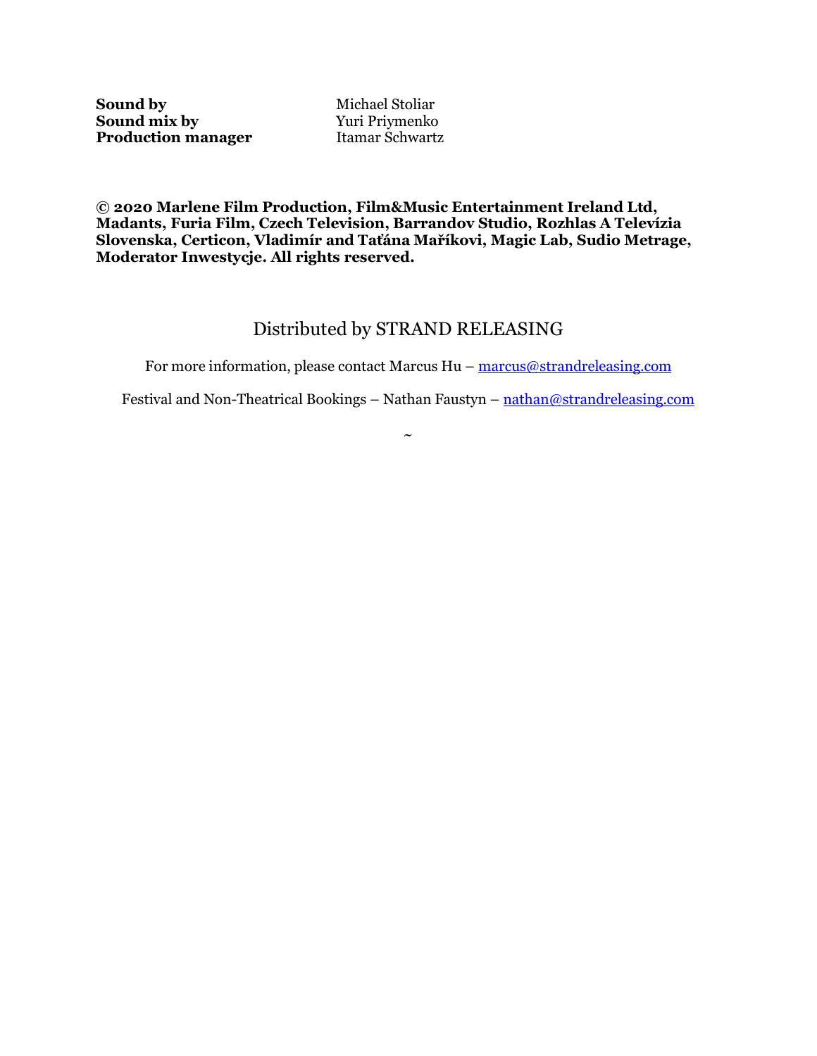| | |
|---|---|
| **Sound by** | Michael Stoliar |
| **Sound mix by** | Yuri Priymenko |
| **Production manager** | Itamar Schwartz |

**© 2020 Marlene Film Production, Film&Music Entertainment Ireland Ltd, Madants, Furia Film, Czech Television, Barrandov Studio, Rozhlas A Televízia Slovenska, Certicon, Vladimír and Taťána Maříkovi, Magic Lab, Sudio Metrage, Moderator Inwestycje. All rights reserved.**

Distributed by STRAND RELEASING

For more information, please contact Marcus Hu – marcus@strandreleasing.com

Festival and Non-Theatrical Bookings – Nathan Faustyn – nathan@strandreleasing.com

~